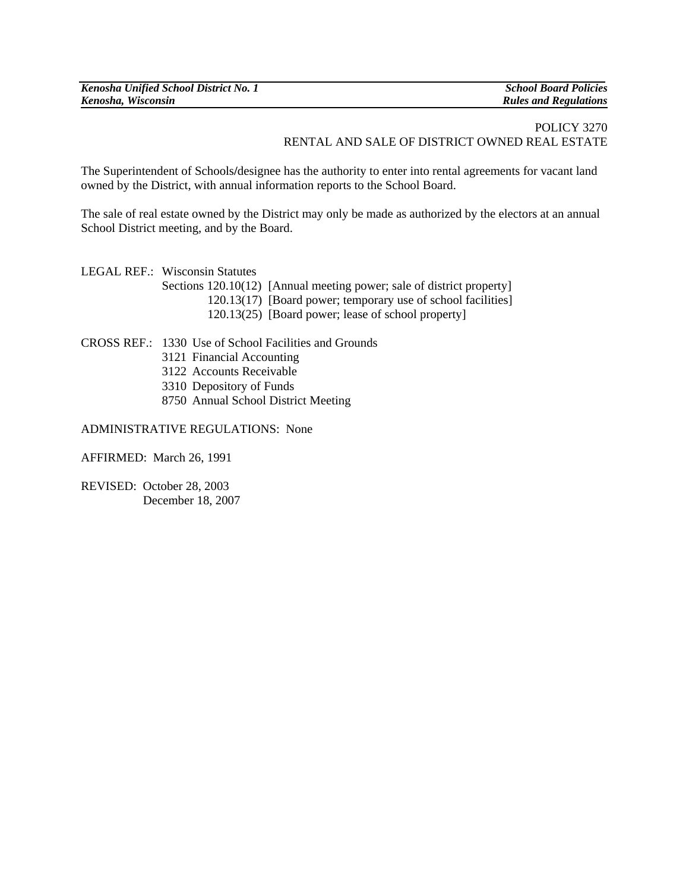POLICY 3270
RENTAL AND SALE OF DISTRICT OWNED REAL ESTATE

The Superintendent of Schools/designee has the authority to enter into rental agreements for vacant land owned by the District, with annual information reports to the School Board.

The sale of real estate owned by the District may only be made as authorized by the electors at an annual School District meeting, and by the Board.

LEGAL REF.: Wisconsin Statutes
Sections 120.10(12) [Annual meeting power; sale of district property]
120.13(17) [Board power; temporary use of school facilities]
120.13(25) [Board power; lease of school property]

CROSS REF.: 1330 Use of School Facilities and Grounds
3121 Financial Accounting
3122 Accounts Receivable
3310 Depository of Funds
8750 Annual School District Meeting

ADMINISTRATIVE REGULATIONS: None

AFFIRMED: March 26, 1991

REVISED: October 28, 2003
December 18, 2007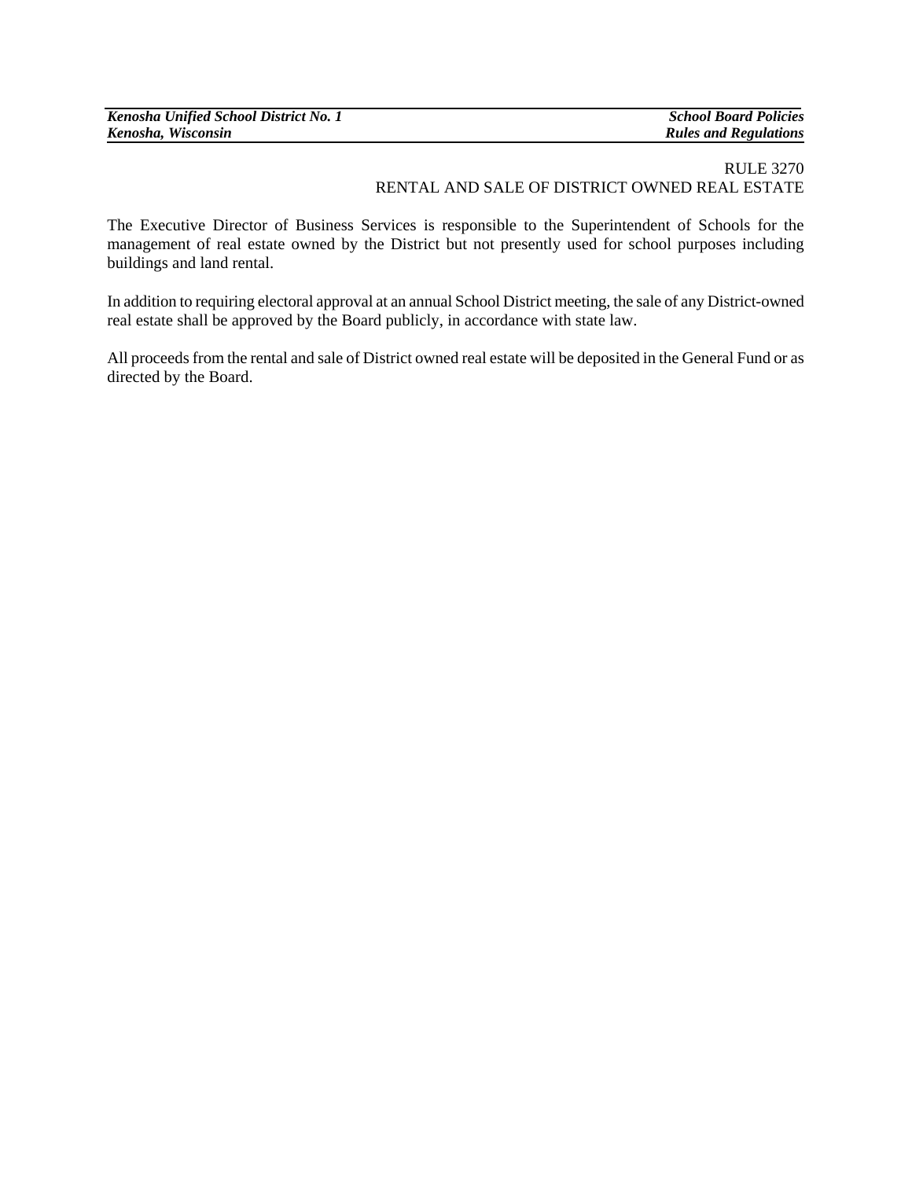RULE 3270
RENTAL AND SALE OF DISTRICT OWNED REAL ESTATE

The Executive Director of Business Services is responsible to the Superintendent of Schools for the management of real estate owned by the District but not presently used for school purposes including buildings and land rental.

In addition to requiring electoral approval at an annual School District meeting, the sale of any District-owned real estate shall be approved by the Board publicly, in accordance with state law.

All proceeds from the rental and sale of District owned real estate will be deposited in the General Fund or as directed by the Board.